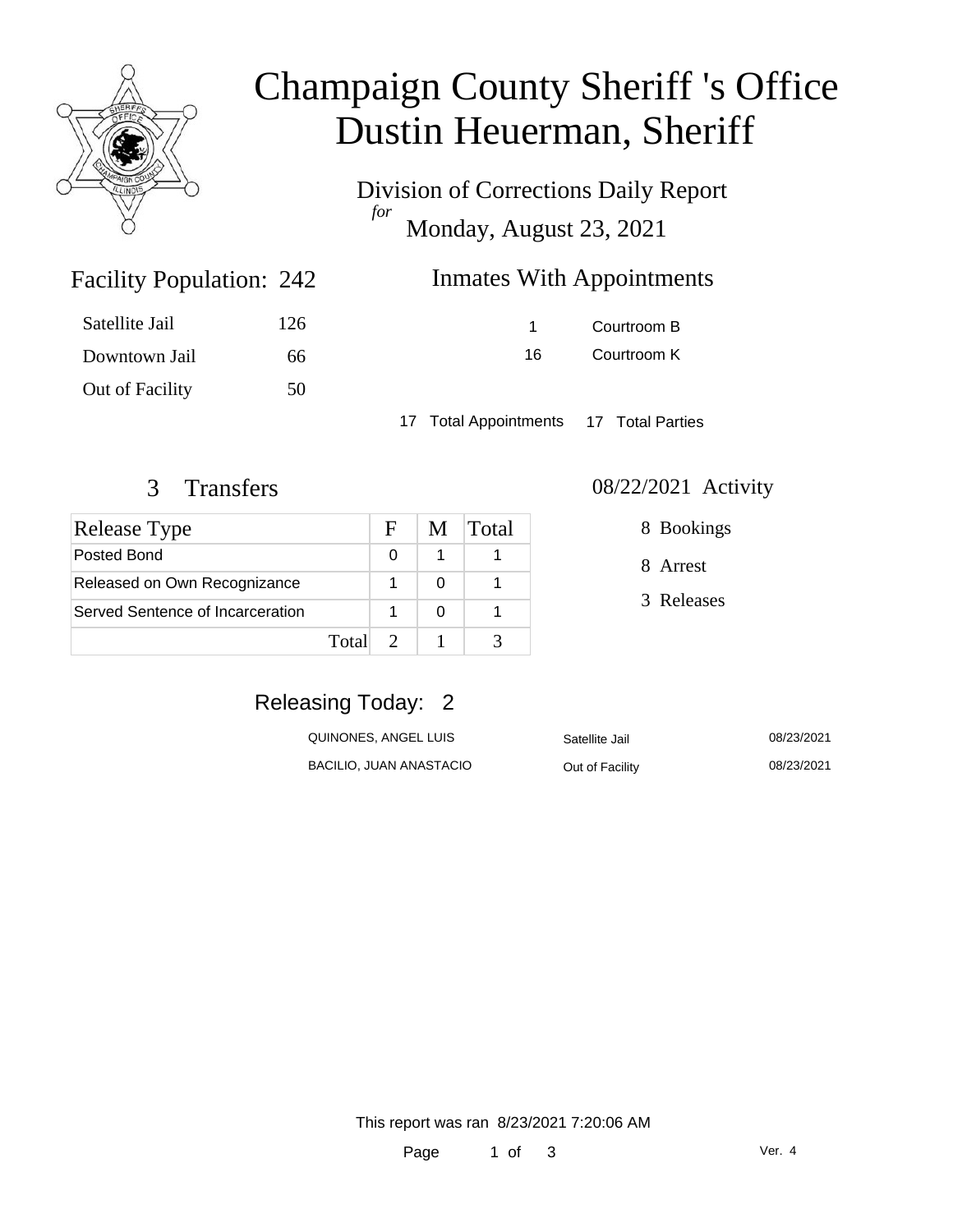# Champaign County Sheriff 's Office
# Dustin Heuerman, Sheriff

Division of Corrections Daily Report
*for*
Monday, August 23, 2021

## Facility Population: 242

| | |
|---|---|
| Satellite Jail | 126 |
| Downtown Jail | 66 |
| Out of Facility | 50 |

## Inmates With Appointments

| | |
|---|---|
| 1 | Courtroom B |
| 16 | Courtroom K |

17 Total Appointments 17 Total Parties

## 3 Transfers

| Release Type | F | M | Total |
|---|---|---|---|
| Posted Bond | 0 | 1 | 1 |
| Released on Own Recognizance | 1 | 0 | 1 |
| Served Sentence of Incarceration | 1 | 0 | 1 |
| Total | 2 | 1 | 3 |

## 08/22/2021 Activity

8 Bookings

8 Arrest

3 Releases

## Releasing Today: 2

| | | |
|---|---|---|
| QUINONES, ANGEL LUIS | Satellite Jail | 08/23/2021 |
| BACILIO, JUAN ANASTACIO | Out of Facility | 08/23/2021 |

This report was ran 8/23/2021 7:20:06 AM

Ver. 4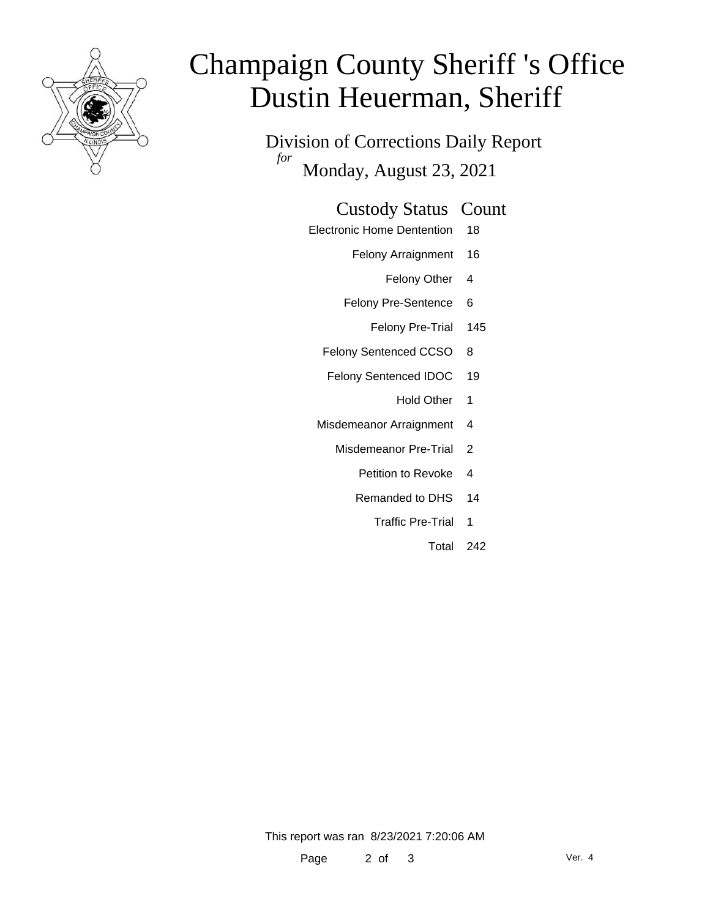# Champaign County Sheriff 's Office
# Dustin Heuerman, Sheriff

Division of Corrections Daily Report

*for* Monday, August 23, 2021

| Custody Status | Count |
| --- | --- |
| Electronic Home Dentention | 18 |
| Felony Arraignment | 16 |
| Felony Other | 4 |
| Felony Pre-Sentence | 6 |
| Felony Pre-Trial | 145 |
| Felony Sentenced CCSO | 8 |
| Felony Sentenced IDOC | 19 |
| Hold Other | 1 |
| Misdemeanor Arraignment | 4 |
| Misdemeanor Pre-Trial | 2 |
| Petition to Revoke | 4 |
| Remanded to DHS | 14 |
| Traffic Pre-Trial | 1 |
| Total | 242 |

This report was ran 8/23/2021 7:20:06 AM

Ver. 4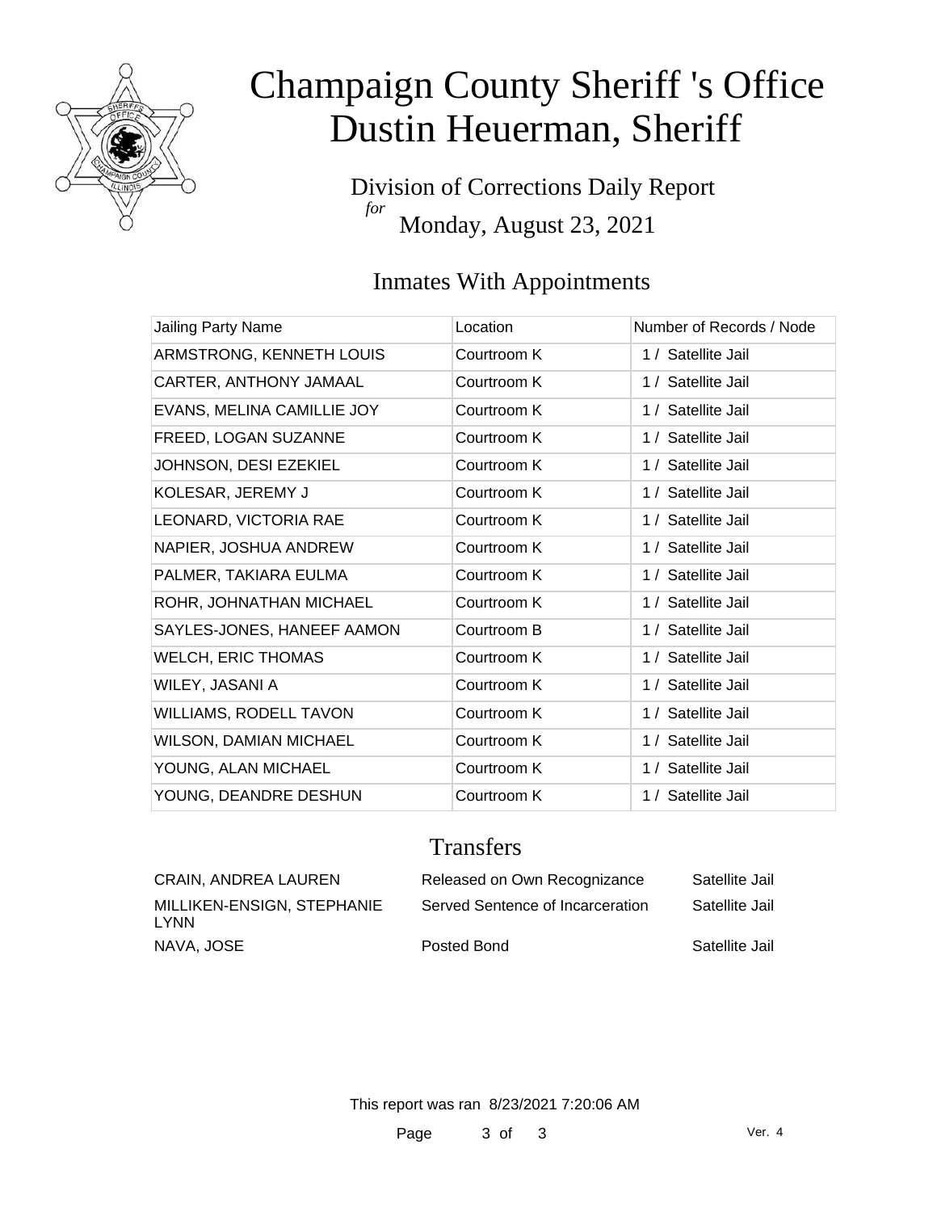# Champaign County Sheriff 's Office
# Dustin Heuerman, Sheriff

Division of Corrections Daily Report
*for*
Monday, August 23, 2021

## Inmates With Appointments

| Jailing Party Name | Location | Number of Records / Node |
|---|---|---|
| ARMSTRONG, KENNETH LOUIS | Courtroom K | 1 / Satellite Jail |
| CARTER, ANTHONY JAMAAL | Courtroom K | 1 / Satellite Jail |
| EVANS, MELINA CAMILLIE JOY | Courtroom K | 1 / Satellite Jail |
| FREED, LOGAN SUZANNE | Courtroom K | 1 / Satellite Jail |
| JOHNSON, DESI EZEKIEL | Courtroom K | 1 / Satellite Jail |
| KOLESAR, JEREMY J | Courtroom K | 1 / Satellite Jail |
| LEONARD, VICTORIA RAE | Courtroom K | 1 / Satellite Jail |
| NAPIER, JOSHUA ANDREW | Courtroom K | 1 / Satellite Jail |
| PALMER, TAKIARA EULMA | Courtroom K | 1 / Satellite Jail |
| ROHR, JOHNATHAN MICHAEL | Courtroom K | 1 / Satellite Jail |
| SAYLES-JONES, HANEEF AAMON | Courtroom B | 1 / Satellite Jail |
| WELCH, ERIC THOMAS | Courtroom K | 1 / Satellite Jail |
| WILEY, JASANI A | Courtroom K | 1 / Satellite Jail |
| WILLIAMS, RODELL TAVON | Courtroom K | 1 / Satellite Jail |
| WILSON, DAMIAN MICHAEL | Courtroom K | 1 / Satellite Jail |
| YOUNG, ALAN MICHAEL | Courtroom K | 1 / Satellite Jail |
| YOUNG, DEANDRE DESHUN | Courtroom K | 1 / Satellite Jail |

## Transfers

| | | |
|---|---|---|
| CRAIN, ANDREA LAUREN | Released on Own Recognizance | Satellite Jail |
| MILLIKEN-ENSIGN, STEPHANIE LYNN | Served Sentence of Incarceration | Satellite Jail |
| NAVA, JOSE | Posted Bond | Satellite Jail |

This report was ran 8/23/2021 7:20:06 AM

Ver. 4